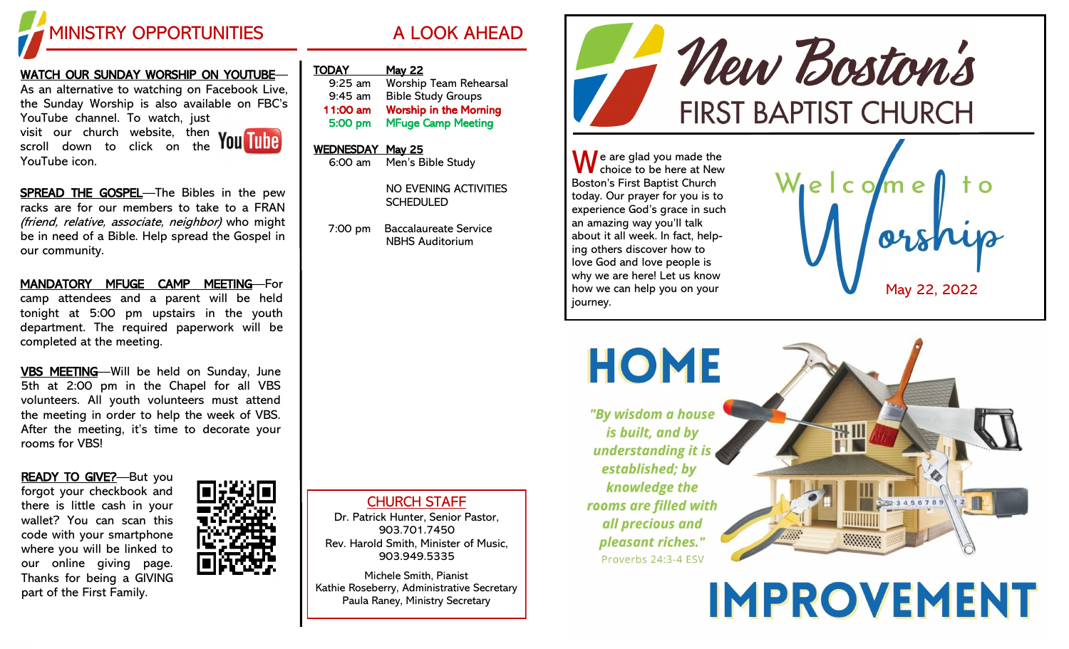## MINISTRY OPPORTUNITIES

**WATCH OUR SUNDAY WORSHIP ON YOUTUBE**—As an alternative to watching on Facebook Live, the Sunday Worship is also available on FBC's YouTube channel. To watch, just visit our church website, then scroll down to click on the YouTube icon.

**SPREAD THE GOSPEL**—The Bibles in the pew racks are for our members to take to a FRAN *(friend, relative, associate, neighbor)* who might be in need of a Bible. Help spread the Gospel in our community.

**MANDATORY MFUGE CAMP MEETING**—For camp attendees and a parent will be held tonight at 5:00 pm upstairs in the youth department. The required paperwork will be completed at the meeting.

**VBS MEETING**—Will be held on Sunday, June 5th at 2:00 pm in the Chapel for all VBS volunteers. All youth volunteers must attend the meeting in order to help the week of VBS. After the meeting, it's time to decorate your rooms for VBS!

**READY TO GIVE?**—But you forgot your checkbook and there is little cash in your wallet? You can scan this code with your smartphone where you will be linked to our online giving page. Thanks for being a GIVING part of the First Family.

## A LOOK AHEAD

**TODAY** **May 22**

9:25 am Worship Team Rehearsal
9:45 am Bible Study Groups
11:00 am Worship in the Morning
5:00 pm MFuge Camp Meeting

**WEDNESDAY** **May 25**

6:00 am Men's Bible Study

NO EVENING ACTIVITIES SCHEDULED

7:00 pm Baccalaureate Service
NBHS Auditorium

### CHURCH STAFF

Dr. Patrick Hunter, Senior Pastor, 903.701.7450
Rev. Harold Smith, Minister of Music, 903.949.5335

Michele Smith, Pianist
Kathie Roseberry, Administrative Secretary
Paula Raney, Ministry Secretary

# New Boston's FIRST BAPTIST CHURCH

We are glad you made the choice to be here at New Boston's First Baptist Church today. Our prayer for you is to experience God's grace in such an amazing way you'll talk about it all week. In fact, helping others discover how to love God and love people is why we are here! Let us know how we can help you on your journey.

Welcome to Worship

May 22, 2022

# HOME IMPROVEMENT

*"By wisdom a house is built, and by understanding it is established; by knowledge the rooms are filled with all precious and pleasant riches."*
Proverbs 24:3-4 ESV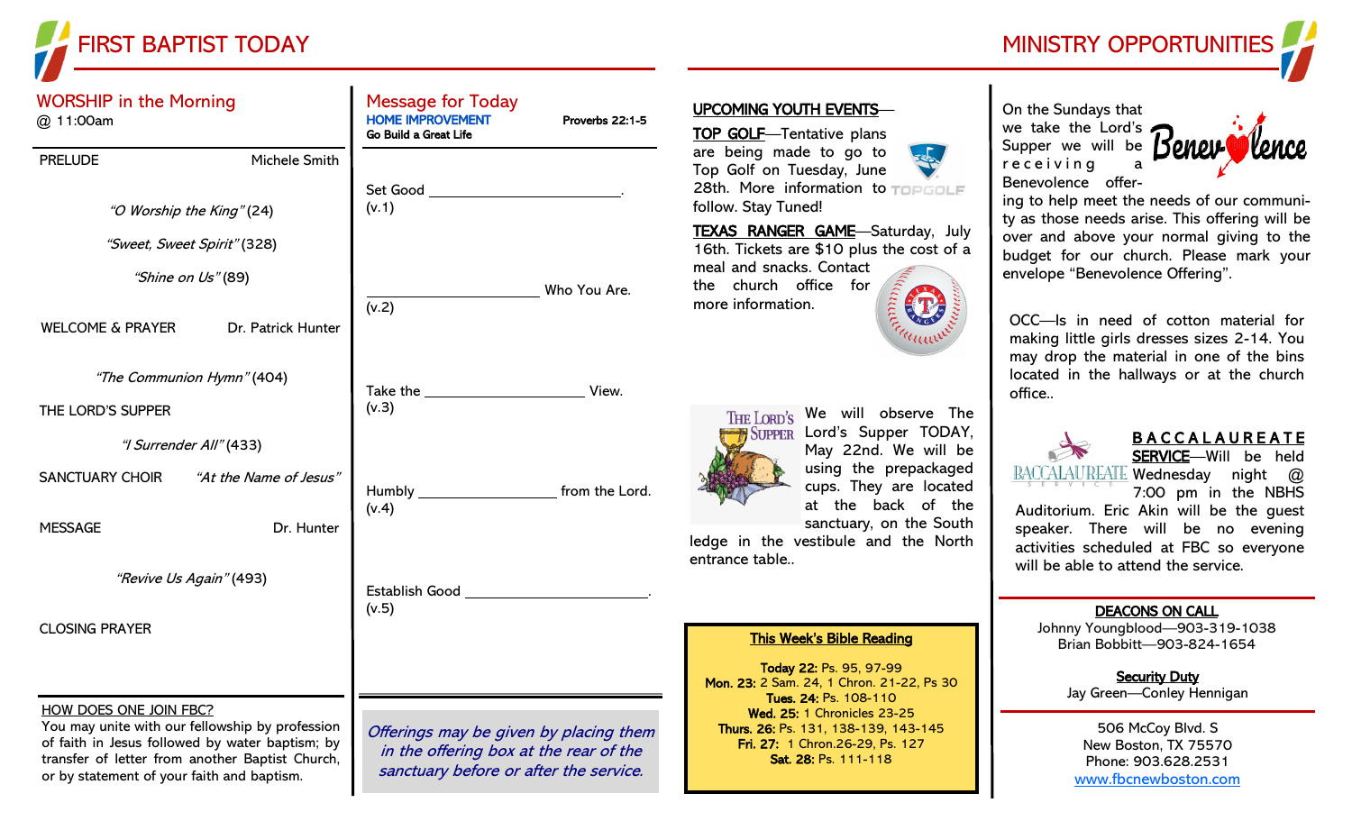# FIRST BAPTIST TODAY

## WORSHIP in the Morning
@ 11:00am

PRELUDE — Michele Smith

*"O Worship the King"* (24)

*"Sweet, Sweet Spirit"* (328)

*"Shine on Us"* (89)

WELCOME & PRAYER — Dr. Patrick Hunter

*"The Communion Hymn"* (404)

THE LORD'S SUPPER

*"I Surrender All"* (433)

SANCTUARY CHOIR — *"At the Name of Jesus"*

MESSAGE — Dr. Hunter

*"Revive Us Again"* (493)

CLOSING PRAYER

### HOW DOES ONE JOIN FBC?

You may unite with our fellowship by profession of faith in Jesus followed by water baptism; by transfer of letter from another Baptist Church, or by statement of your faith and baptism.

## Message for Today

**HOME IMPROVEMENT** — **Proverbs 22:1-5**

**Go Build a Great Life**

Set Good ______________________.
(v.1)

______________________ Who You Are.
(v.2)

Take the ____________________ View.
(v.3)

Humbly ____________________ from the Lord.
(v.4)

Establish Good ______________________.
(v.5)

*Offerings may be given by placing them in the offering box at the rear of the sanctuary before or after the service.*

# MINISTRY OPPORTUNITIES

### UPCOMING YOUTH EVENTS—

**TOP GOLF**—Tentative plans are being made to go to Top Golf on Tuesday, June 28th. More information to follow. Stay Tuned!

**TEXAS RANGER GAME**—Saturday, July 16th. Tickets are $10 plus the cost of a meal and snacks. Contact the church office for more information.

We will observe The Lord's Supper TODAY, May 22nd. We will be using the prepackaged cups. They are located at the back of the sanctuary, on the South ledge in the vestibule and the North entrance table..

### This Week's Bible Reading

**Today 22:** Ps. 95, 97-99
**Mon. 23:** 2 Sam. 24, 1 Chron. 21-22, Ps 30
**Tues. 24:** Ps. 108-110
**Wed. 25:** 1 Chronicles 23-25
**Thurs. 26:** Ps. 131, 138-139, 143-145
**Fri. 27:** 1 Chron.26-29, Ps. 127
**Sat. 28:** Ps. 111-118

On the Sundays that we take the Lord's Supper we will be receiving a Benevolence offering to help meet the needs of our community as those needs arise. This offering will be over and above your normal giving to the budget for our church. Please mark your envelope "Benevolence Offering".

OCC—Is in need of cotton material for making little girls dresses sizes 2-14. You may drop the material in one of the bins located in the hallways or at the church office..

**BACCALAUREATE SERVICE**—Will be held Wednesday night @ 7:00 pm in the NBHS Auditorium. Eric Akin will be the guest speaker. There will be no evening activities scheduled at FBC so everyone will be able to attend the service.

### DEACONS ON CALL

Johnny Youngblood—903-319-1038
Brian Bobbitt—903-824-1654

### Security Duty

Jay Green—Conley Hennigan

506 McCoy Blvd. S
New Boston, TX 75570
Phone: 903.628.2531
www.fbcnewboston.com